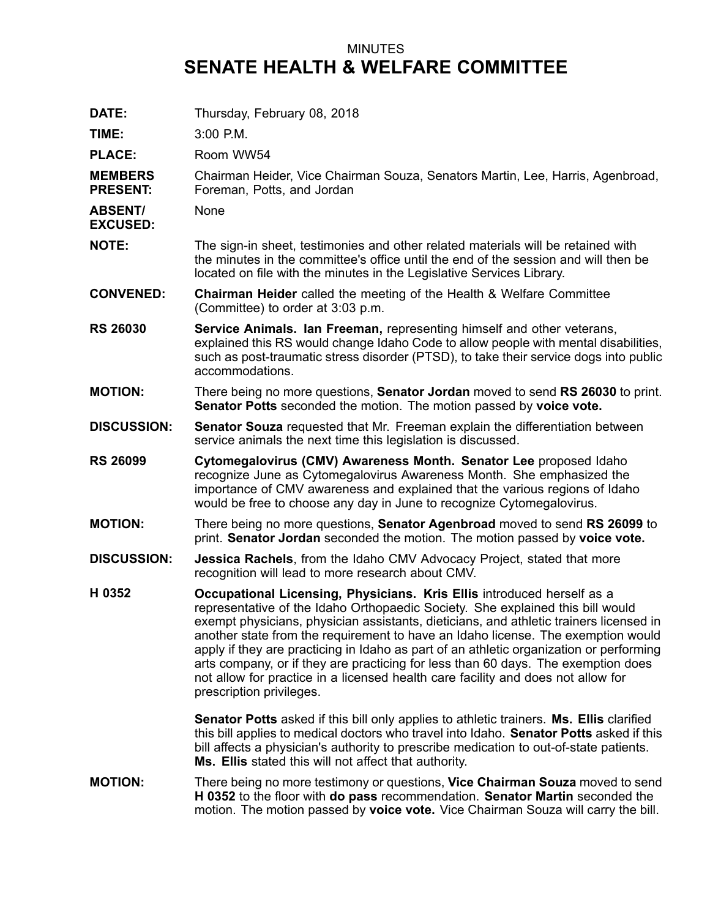MINUTES

# SENATE HEALTH & WELFARE COMMITTEE

**DATE:** Thursday, February 08, 2018

**TIME:** 3:00 P.M.

**PLACE:** Room WW54

**MEMBERS PRESENT:** Chairman Heider, Vice Chairman Souza, Senators Martin, Lee, Harris, Agenbroad, Foreman, Potts, and Jordan

**ABSENT/ EXCUSED:** None

**NOTE:** The sign-in sheet, testimonies and other related materials will be retained with the minutes in the committee's office until the end of the session and will then be located on file with the minutes in the Legislative Services Library.

**CONVENED:** **Chairman Heider** called the meeting of the Health & Welfare Committee (Committee) to order at 3:03 p.m.

**RS 26030** **Service Animals. Ian Freeman,** representing himself and other veterans, explained this RS would change Idaho Code to allow people with mental disabilities, such as post-traumatic stress disorder (PTSD), to take their service dogs into public accommodations.

**MOTION:** There being no more questions, **Senator Jordan** moved to send **RS 26030** to print. **Senator Potts** seconded the motion. The motion passed by **voice vote.**

**DISCUSSION:** **Senator Souza** requested that Mr. Freeman explain the differentiation between service animals the next time this legislation is discussed.

**RS 26099** **Cytomegalovirus (CMV) Awareness Month. Senator Lee** proposed Idaho recognize June as Cytomegalovirus Awareness Month. She emphasized the importance of CMV awareness and explained that the various regions of Idaho would be free to choose any day in June to recognize Cytomegalovirus.

**MOTION:** There being no more questions, **Senator Agenbroad** moved to send **RS 26099** to print. **Senator Jordan** seconded the motion. The motion passed by **voice vote.**

**DISCUSSION:** **Jessica Rachels**, from the Idaho CMV Advocacy Project, stated that more recognition will lead to more research about CMV.

**H 0352** **Occupational Licensing, Physicians. Kris Ellis** introduced herself as a representative of the Idaho Orthopaedic Society. She explained this bill would exempt physicians, physician assistants, dieticians, and athletic trainers licensed in another state from the requirement to have an Idaho license. The exemption would apply if they are practicing in Idaho as part of an athletic organization or performing arts company, or if they are practicing for less than 60 days. The exemption does not allow for practice in a licensed health care facility and does not allow for prescription privileges.

**Senator Potts** asked if this bill only applies to athletic trainers. **Ms. Ellis** clarified this bill applies to medical doctors who travel into Idaho. **Senator Potts** asked if this bill affects a physician's authority to prescribe medication to out-of-state patients. **Ms. Ellis** stated this will not affect that authority.

**MOTION:** There being no more testimony or questions, **Vice Chairman Souza** moved to send **H 0352** to the floor with **do pass** recommendation. **Senator Martin** seconded the motion. The motion passed by **voice vote.** Vice Chairman Souza will carry the bill.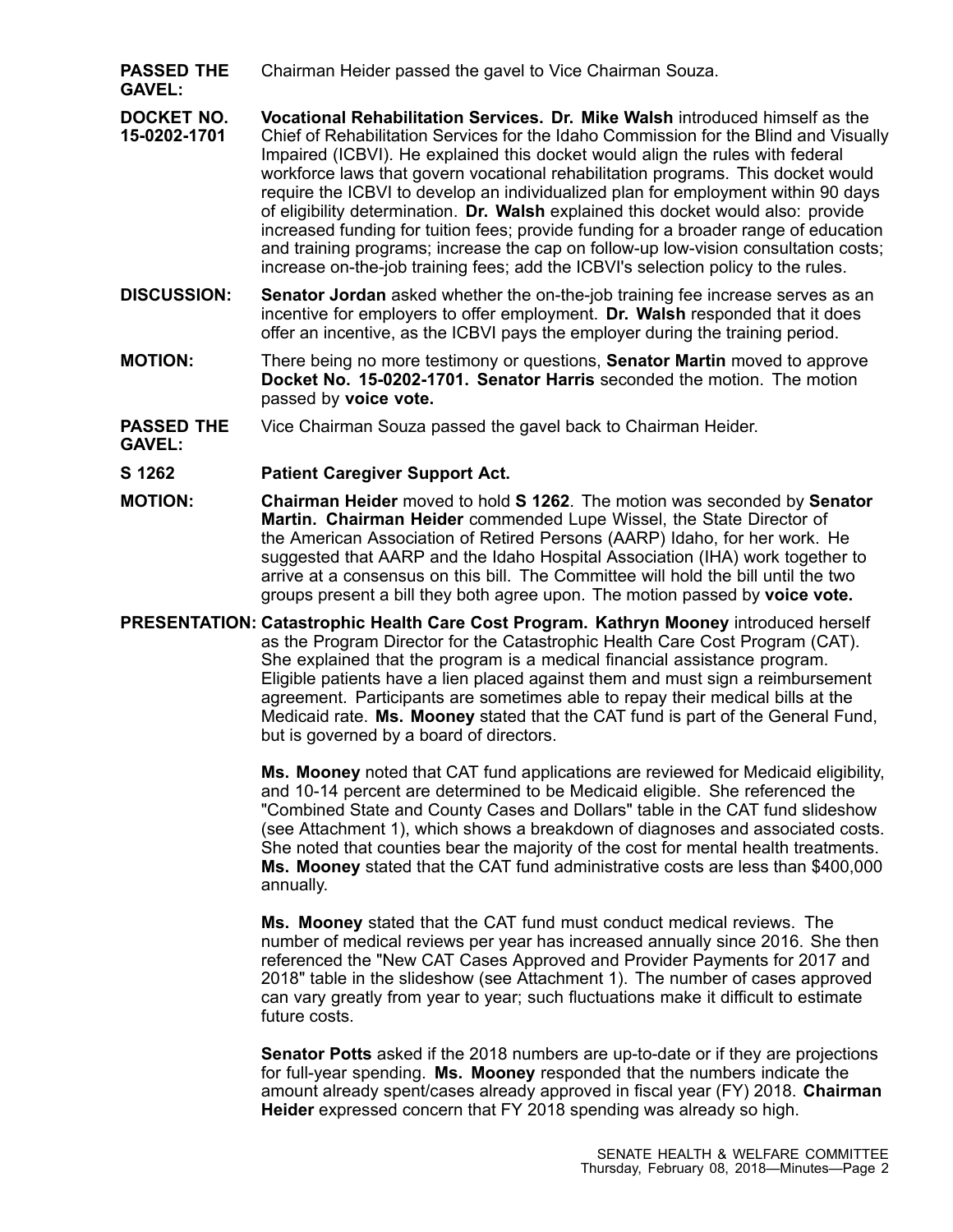**PASSED THE GAVEL:** Chairman Heider passed the gavel to Vice Chairman Souza.

**DOCKET NO. 15-0202-1701** **Vocational Rehabilitation Services. Dr. Mike Walsh** introduced himself as the Chief of Rehabilitation Services for the Idaho Commission for the Blind and Visually Impaired (ICBVI). He explained this docket would align the rules with federal workforce laws that govern vocational rehabilitation programs. This docket would require the ICBVI to develop an individualized plan for employment within 90 days of eligibility determination. **Dr. Walsh** explained this docket would also: provide increased funding for tuition fees; provide funding for a broader range of education and training programs; increase the cap on follow-up low-vision consultation costs; increase on-the-job training fees; add the ICBVI's selection policy to the rules.

**DISCUSSION:** **Senator Jordan** asked whether the on-the-job training fee increase serves as an incentive for employers to offer employment. **Dr. Walsh** responded that it does offer an incentive, as the ICBVI pays the employer during the training period.

**MOTION:** There being no more testimony or questions, **Senator Martin** moved to approve **Docket No. 15-0202-1701. Senator Harris** seconded the motion. The motion passed by **voice vote.**

**PASSED THE GAVEL:** Vice Chairman Souza passed the gavel back to Chairman Heider.

**S 1262** **Patient Caregiver Support Act.**

**MOTION:** **Chairman Heider** moved to hold **S 1262**. The motion was seconded by **Senator Martin. Chairman Heider** commended Lupe Wissel, the State Director of the American Association of Retired Persons (AARP) Idaho, for her work. He suggested that AARP and the Idaho Hospital Association (IHA) work together to arrive at a consensus on this bill. The Committee will hold the bill until the two groups present a bill they both agree upon. The motion passed by **voice vote.**

**PRESENTATION:** **Catastrophic Health Care Cost Program. Kathryn Mooney** introduced herself as the Program Director for the Catastrophic Health Care Cost Program (CAT). She explained that the program is a medical financial assistance program. Eligible patients have a lien placed against them and must sign a reimbursement agreement. Participants are sometimes able to repay their medical bills at the Medicaid rate. **Ms. Mooney** stated that the CAT fund is part of the General Fund, but is governed by a board of directors.

**Ms. Mooney** noted that CAT fund applications are reviewed for Medicaid eligibility, and 10-14 percent are determined to be Medicaid eligible. She referenced the "Combined State and County Cases and Dollars" table in the CAT fund slideshow (see Attachment 1), which shows a breakdown of diagnoses and associated costs. She noted that counties bear the majority of the cost for mental health treatments. **Ms. Mooney** stated that the CAT fund administrative costs are less than $400,000 annually.

**Ms. Mooney** stated that the CAT fund must conduct medical reviews. The number of medical reviews per year has increased annually since 2016. She then referenced the "New CAT Cases Approved and Provider Payments for 2017 and 2018" table in the slideshow (see Attachment 1). The number of cases approved can vary greatly from year to year; such fluctuations make it difficult to estimate future costs.

**Senator Potts** asked if the 2018 numbers are up-to-date or if they are projections for full-year spending. **Ms. Mooney** responded that the numbers indicate the amount already spent/cases already approved in fiscal year (FY) 2018. **Chairman Heider** expressed concern that FY 2018 spending was already so high.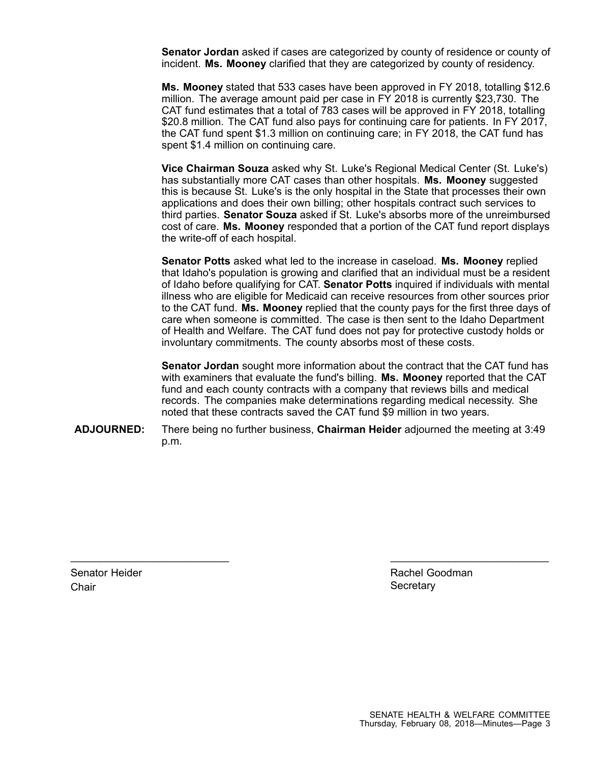**Senator Jordan** asked if cases are categorized by county of residence or county of incident. **Ms. Mooney** clarified that they are categorized by county of residency.

**Ms. Mooney** stated that 533 cases have been approved in FY 2018, totalling $12.6 million. The average amount paid per case in FY 2018 is currently $23,730. The CAT fund estimates that a total of 783 cases will be approved in FY 2018, totalling $20.8 million. The CAT fund also pays for continuing care for patients. In FY 2017, the CAT fund spent $1.3 million on continuing care; in FY 2018, the CAT fund has spent $1.4 million on continuing care.

**Vice Chairman Souza** asked why St. Luke's Regional Medical Center (St. Luke's) has substantially more CAT cases than other hospitals. **Ms. Mooney** suggested this is because St. Luke's is the only hospital in the State that processes their own applications and does their own billing; other hospitals contract such services to third parties. **Senator Souza** asked if St. Luke's absorbs more of the unreimbursed cost of care. **Ms. Mooney** responded that a portion of the CAT fund report displays the write-off of each hospital.

**Senator Potts** asked what led to the increase in caseload. **Ms. Mooney** replied that Idaho's population is growing and clarified that an individual must be a resident of Idaho before qualifying for CAT. **Senator Potts** inquired if individuals with mental illness who are eligible for Medicaid can receive resources from other sources prior to the CAT fund. **Ms. Mooney** replied that the county pays for the first three days of care when someone is committed. The case is then sent to the Idaho Department of Health and Welfare. The CAT fund does not pay for protective custody holds or involuntary commitments. The county absorbs most of these costs.

**Senator Jordan** sought more information about the contract that the CAT fund has with examiners that evaluate the fund's billing. **Ms. Mooney** reported that the CAT fund and each county contracts with a company that reviews bills and medical records. The companies make determinations regarding medical necessity. She noted that these contracts saved the CAT fund $9 million in two years.

**ADJOURNED:** There being no further business, **Chairman Heider** adjourned the meeting at 3:49 p.m.

___________________________

Senator Heider
Chair

___________________________

Rachel Goodman
Secretary